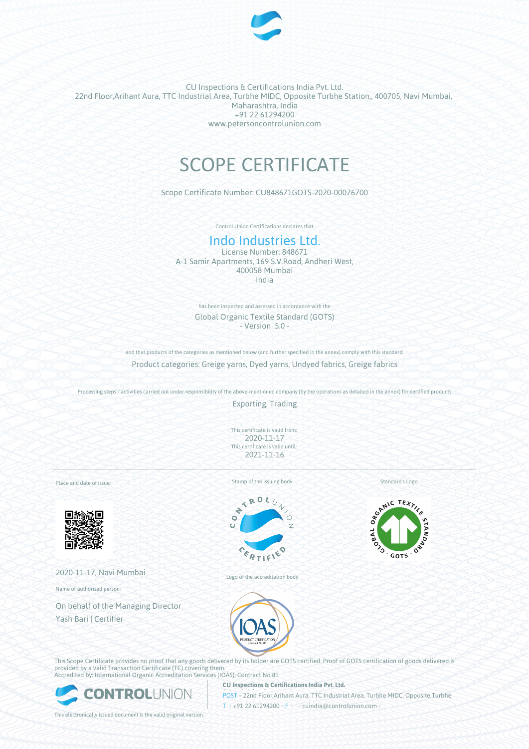CU Inspections & Certifications India Pvt. Ltd.
22nd Floor,Arihant Aura, TTC Industrial Area, Turbhe MIDC, Opposite Turbhe Station,, 400705, Navi Mumbai, Maharashtra, India
+91 22 61294200
www.petersoncontrolunion.com

# SCOPE CERTIFICATE

Scope Certificate Number: CU848671GOTS-2020-00076700

Control Union Certifications declares that

## Indo Industries Ltd.

License Number: 848671
A-1 Samir Apartments, 169 S.V.Road, Andheri West,
400058 Mumbai
India

has been inspected and assessed in accordance with the

Global Organic Textile Standard (GOTS)
- Version 5.0 -

and that products of the categories as mentioned below (and further specified in the annex) comply with this standard:

Product categories: Greige yarns, Dyed yarns, Undyed fabrics, Greige fabrics

Processing steps / activities carried out under responsibility of the above-mentioned company (by the operations as detailed in the annex) for certified products

Exporting, Trading

This certificate is valid from:
2020-11-17
This certificate is valid until:
2021-11-16

Place and date of issue:

2020-11-17, Navi Mumbai

Name of authorised person:

On behalf of the Managing Director
Yash Bari | Certifier

Stamp of the issuing body

Logo of the accreditation body

Standard's Logo

This Scope Certificate provides no proof that any goods delivered by its holder are GOTS certified. Proof of GOTS certification of goods delivered is provided by a valid Transaction Certificate (TC) covering them.
Accredited by: International Organic Accreditation Services (IOAS); Contract No 81

**CU Inspections & Certifications India Pvt. Ltd.**
POST • 22nd Floor,Arihant Aura, TTC Industrial Area, Turbhe MIDC, Opposite Turbhe
T • +91 22 61294200 • F • • cuindia@controlunion.com •

This electronically issued document is the valid original version.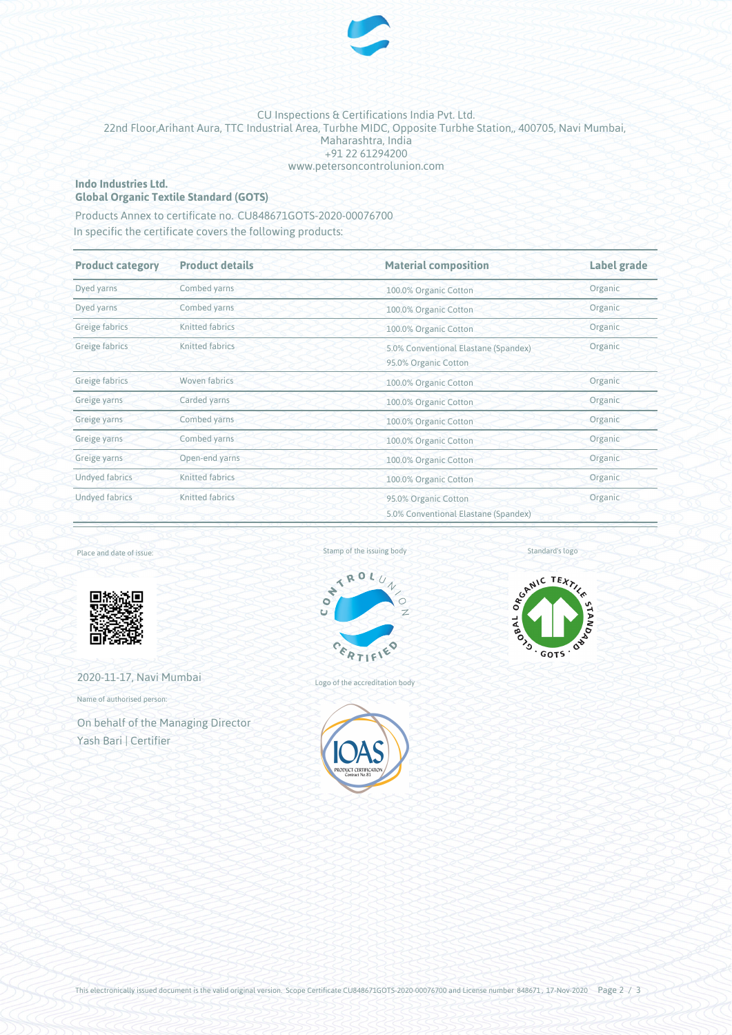CU Inspections & Certifications India Pvt. Ltd.
22nd Floor,Arihant Aura, TTC Industrial Area, Turbhe MIDC, Opposite Turbhe Station,, 400705, Navi Mumbai, Maharashtra, India
+91 22 61294200
www.petersoncontrolunion.com

**Indo Industries Ltd.**
**Global Organic Textile Standard (GOTS)**

Products Annex to certificate no. CU848671GOTS-2020-00076700
In specific the certificate covers the following products:

| Product category | Product details | Material composition | Label grade |
|---|---|---|---|
| Dyed yarns | Combed yarns | 100.0% Organic Cotton | Organic |
| Dyed yarns | Combed yarns | 100.0% Organic Cotton | Organic |
| Greige fabrics | Knitted fabrics | 100.0% Organic Cotton | Organic |
| Greige fabrics | Knitted fabrics | 5.0% Conventional Elastane (Spandex) 95.0% Organic Cotton | Organic |
| Greige fabrics | Woven fabrics | 100.0% Organic Cotton | Organic |
| Greige yarns | Carded yarns | 100.0% Organic Cotton | Organic |
| Greige yarns | Combed yarns | 100.0% Organic Cotton | Organic |
| Greige yarns | Combed yarns | 100.0% Organic Cotton | Organic |
| Greige yarns | Open-end yarns | 100.0% Organic Cotton | Organic |
| Undyed fabrics | Knitted fabrics | 100.0% Organic Cotton | Organic |
| Undyed fabrics | Knitted fabrics | 95.0% Organic Cotton 5.0% Conventional Elastane (Spandex) | Organic |

Place and date of issue:

2020-11-17, Navi Mumbai

Name of authorised person:

On behalf of the Managing Director
Yash Bari | Certifier

Stamp of the issuing body

Logo of the accreditation body

Standard's logo

This electronically issued document is the valid original version. Scope Certificate CU848671GOTS-2020-00076700 and License number 848671 , 17-Nov-2020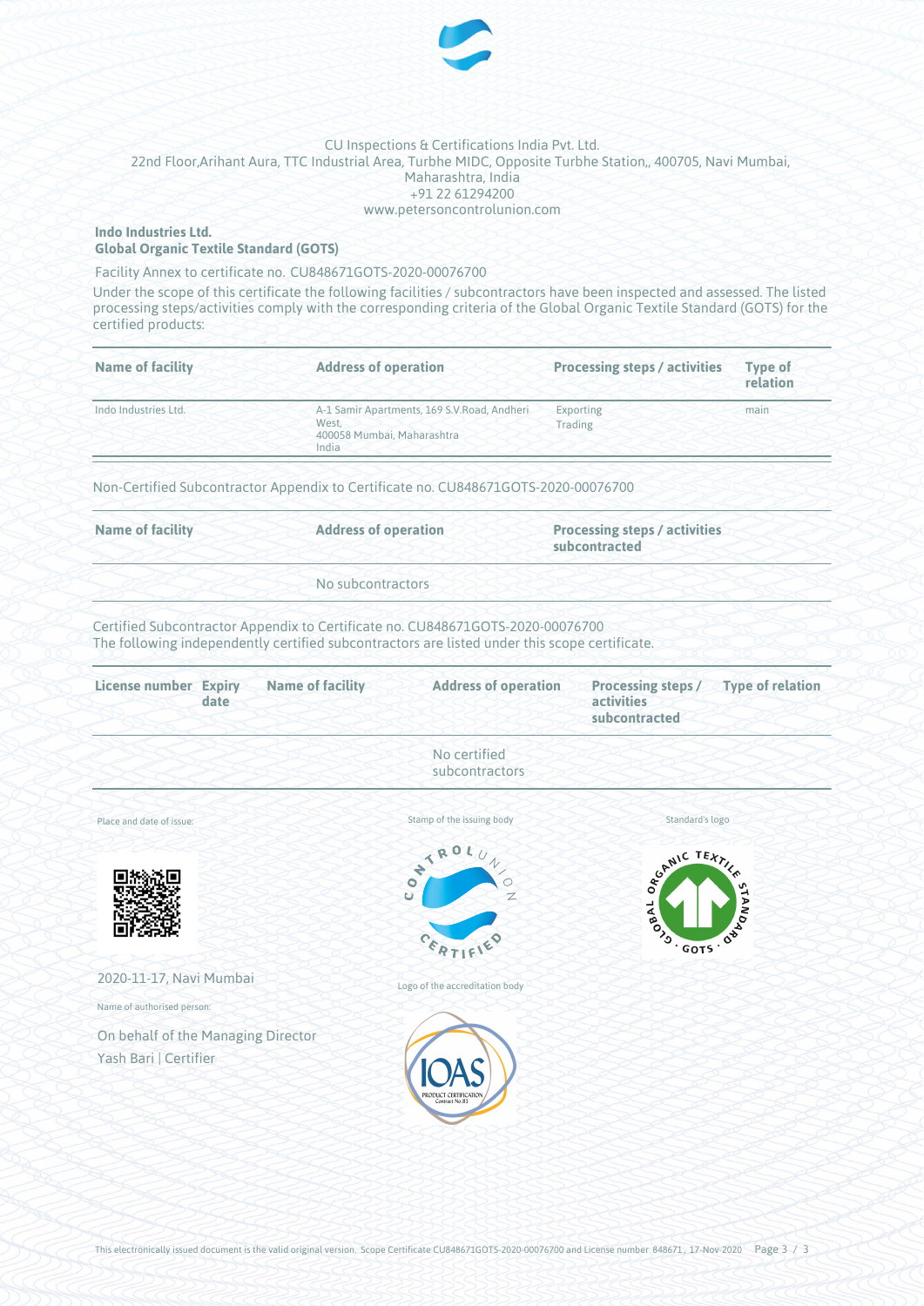CU Inspections & Certifications India Pvt. Ltd.
22nd Floor,Arihant Aura, TTC Industrial Area, Turbhe MIDC, Opposite Turbhe Station,, 400705, Navi Mumbai, Maharashtra, India
+91 22 61294200
www.petersoncontrolunion.com

**Indo Industries Ltd.**
**Global Organic Textile Standard (GOTS)**

Facility Annex to certificate no. CU848671GOTS-2020-00076700

Under the scope of this certificate the following facilities / subcontractors have been inspected and assessed. The listed processing steps/activities comply with the corresponding criteria of the Global Organic Textile Standard (GOTS) for the certified products:

| Name of facility | Address of operation | Processing steps / activities | Type of relation |
|---|---|---|---|
| Indo Industries Ltd. | A-1 Samir Apartments, 169 S.V.Road, Andheri West, 400058 Mumbai, Maharashtra India | Exporting Trading | main |

Non-Certified Subcontractor Appendix to Certificate no. CU848671GOTS-2020-00076700

| Name of facility | Address of operation | Processing steps / activities subcontracted |
|---|---|---|
| | No subcontractors | |

Certified Subcontractor Appendix to Certificate no. CU848671GOTS-2020-00076700
The following independently certified subcontractors are listed under this scope certificate.

| License number | Expiry date | Name of facility | Address of operation | Processing steps / activities subcontracted | Type of relation |
|---|---|---|---|---|---|
| | | | No certified subcontractors | | |

Place and date of issue:

2020-11-17, Navi Mumbai

Name of authorised person:

On behalf of the Managing Director
Yash Bari | Certifier

Stamp of the issuing body

Logo of the accreditation body

Standard's logo

This electronically issued document is the valid original version. Scope Certificate CU848671GOTS-2020-00076700 and License number 848671, 17-Nov-2020